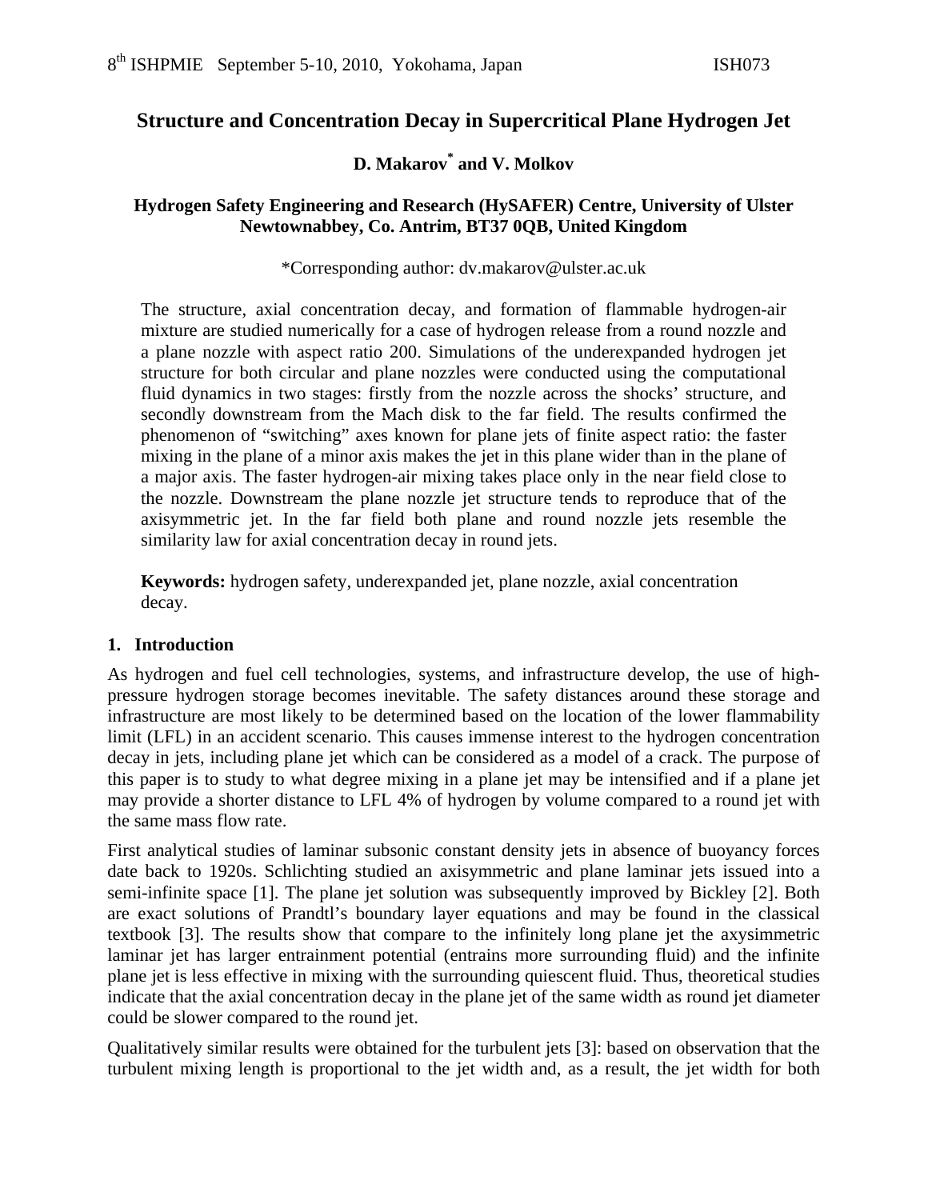# Structure and Concentration Decay in Supercritical Plane Hydrogen Jet

**D. Makarov[*] and V. Molkov**

**Hydrogen Safety Engineering and Research (HySAFER) Centre, University of Ulster Newtownabbey, Co. Antrim, BT37 0QB, United Kingdom**

*Corresponding author: dv.makarov@ulster.ac.uk

The structure, axial concentration decay, and formation of flammable hydrogen-air mixture are studied numerically for a case of hydrogen release from a round nozzle and a plane nozzle with aspect ratio 200. Simulations of the underexpanded hydrogen jet structure for both circular and plane nozzles were conducted using the computational fluid dynamics in two stages: firstly from the nozzle across the shocks' structure, and secondly downstream from the Mach disk to the far field. The results confirmed the phenomenon of "switching" axes known for plane jets of finite aspect ratio: the faster mixing in the plane of a minor axis makes the jet in this plane wider than in the plane of a major axis. The faster hydrogen-air mixing takes place only in the near field close to the nozzle. Downstream the plane nozzle jet structure tends to reproduce that of the axisymmetric jet. In the far field both plane and round nozzle jets resemble the similarity law for axial concentration decay in round jets.

**Keywords:** hydrogen safety, underexpanded jet, plane nozzle, axial concentration decay.

## 1. Introduction

As hydrogen and fuel cell technologies, systems, and infrastructure develop, the use of high-pressure hydrogen storage becomes inevitable. The safety distances around these storage and infrastructure are most likely to be determined based on the location of the lower flammability limit (LFL) in an accident scenario. This causes immense interest to the hydrogen concentration decay in jets, including plane jet which can be considered as a model of a crack. The purpose of this paper is to study to what degree mixing in a plane jet may be intensified and if a plane jet may provide a shorter distance to LFL 4% of hydrogen by volume compared to a round jet with the same mass flow rate.

First analytical studies of laminar subsonic constant density jets in absence of buoyancy forces date back to 1920s. Schlichting studied an axisymmetric and plane laminar jets issued into a semi-infinite space [1]. The plane jet solution was subsequently improved by Bickley [2]. Both are exact solutions of Prandtl's boundary layer equations and may be found in the classical textbook [3]. The results show that compare to the infinitely long plane jet the axysimmetric laminar jet has larger entrainment potential (entrains more surrounding fluid) and the infinite plane jet is less effective in mixing with the surrounding quiescent fluid. Thus, theoretical studies indicate that the axial concentration decay in the plane jet of the same width as round jet diameter could be slower compared to the round jet.

Qualitatively similar results were obtained for the turbulent jets [3]: based on observation that the turbulent mixing length is proportional to the jet width and, as a result, the jet width for both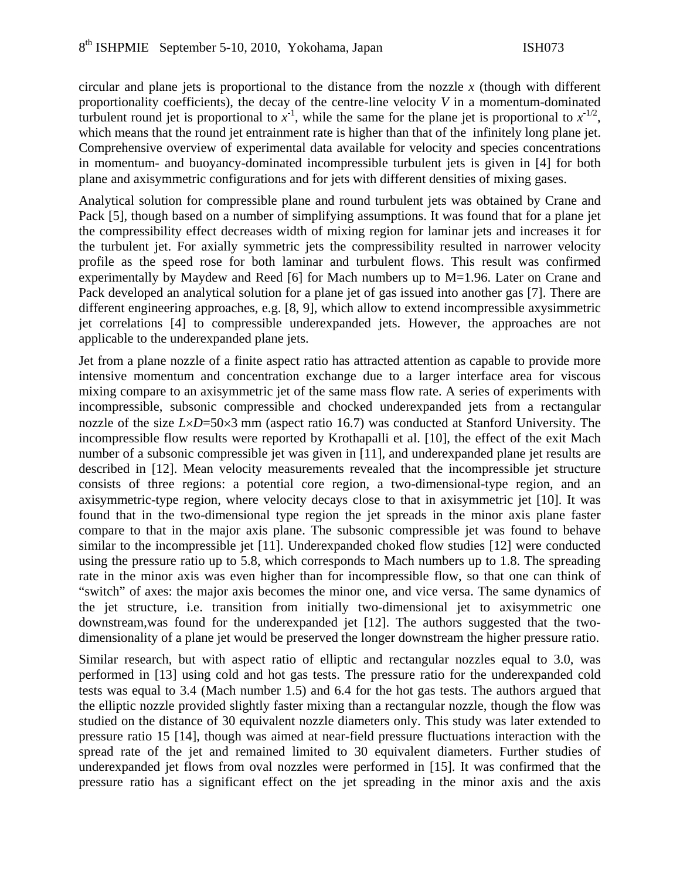circular and plane jets is proportional to the distance from the nozzle $x$ (though with different proportionality coefficients), the decay of the centre-line velocity $V$ in a momentum-dominated turbulent round jet is proportional to $x^{-1}$, while the same for the plane jet is proportional to $x^{-1/2}$, which means that the round jet entrainment rate is higher than that of the infinitely long plane jet. Comprehensive overview of experimental data available for velocity and species concentrations in momentum- and buoyancy-dominated incompressible turbulent jets is given in [4] for both plane and axisymmetric configurations and for jets with different densities of mixing gases.

Analytical solution for compressible plane and round turbulent jets was obtained by Crane and Pack [5], though based on a number of simplifying assumptions. It was found that for a plane jet the compressibility effect decreases width of mixing region for laminar jets and increases it for the turbulent jet. For axially symmetric jets the compressibility resulted in narrower velocity profile as the speed rose for both laminar and turbulent flows. This result was confirmed experimentally by Maydew and Reed [6] for Mach numbers up to M=1.96. Later on Crane and Pack developed an analytical solution for a plane jet of gas issued into another gas [7]. There are different engineering approaches, e.g. [8, 9], which allow to extend incompressible axysimmetric jet correlations [4] to compressible underexpanded jets. However, the approaches are not applicable to the underexpanded plane jets.

Jet from a plane nozzle of a finite aspect ratio has attracted attention as capable to provide more intensive momentum and concentration exchange due to a larger interface area for viscous mixing compare to an axisymmetric jet of the same mass flow rate. A series of experiments with incompressible, subsonic compressible and chocked underexpanded jets from a rectangular nozzle of the size $L \times D$=50×3 mm (aspect ratio 16.7) was conducted at Stanford University. The incompressible flow results were reported by Krothapalli et al. [10], the effect of the exit Mach number of a subsonic compressible jet was given in [11], and underexpanded plane jet results are described in [12]. Mean velocity measurements revealed that the incompressible jet structure consists of three regions: a potential core region, a two-dimensional-type region, and an axisymmetric-type region, where velocity decays close to that in axisymmetric jet [10]. It was found that in the two-dimensional type region the jet spreads in the minor axis plane faster compare to that in the major axis plane. The subsonic compressible jet was found to behave similar to the incompressible jet [11]. Underexpanded choked flow studies [12] were conducted using the pressure ratio up to 5.8, which corresponds to Mach numbers up to 1.8. The spreading rate in the minor axis was even higher than for incompressible flow, so that one can think of "switch" of axes: the major axis becomes the minor one, and vice versa. The same dynamics of the jet structure, i.e. transition from initially two-dimensional jet to axisymmetric one downstream,was found for the underexpanded jet [12]. The authors suggested that the two-dimensionality of a plane jet would be preserved the longer downstream the higher pressure ratio.

Similar research, but with aspect ratio of elliptic and rectangular nozzles equal to 3.0, was performed in [13] using cold and hot gas tests. The pressure ratio for the underexpanded cold tests was equal to 3.4 (Mach number 1.5) and 6.4 for the hot gas tests. The authors argued that the elliptic nozzle provided slightly faster mixing than a rectangular nozzle, though the flow was studied on the distance of 30 equivalent nozzle diameters only. This study was later extended to pressure ratio 15 [14], though was aimed at near-field pressure fluctuations interaction with the spread rate of the jet and remained limited to 30 equivalent diameters. Further studies of underexpanded jet flows from oval nozzles were performed in [15]. It was confirmed that the pressure ratio has a significant effect on the jet spreading in the minor axis and the axis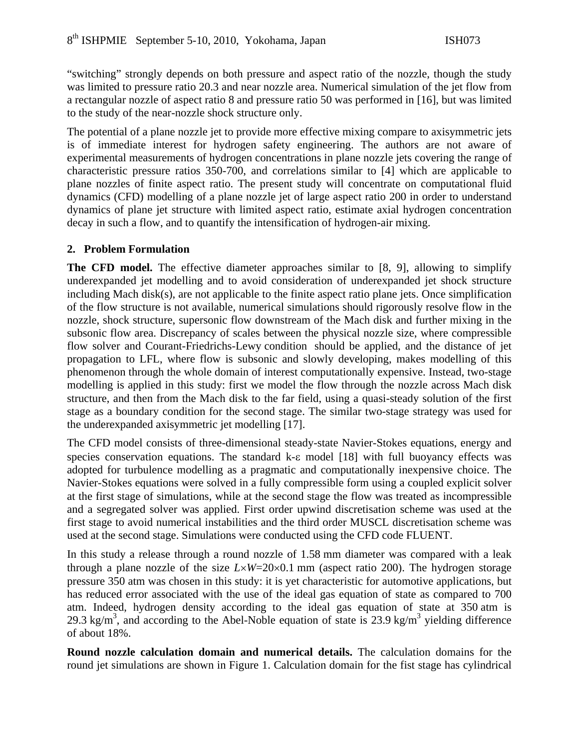"switching" strongly depends on both pressure and aspect ratio of the nozzle, though the study was limited to pressure ratio 20.3 and near nozzle area. Numerical simulation of the jet flow from a rectangular nozzle of aspect ratio 8 and pressure ratio 50 was performed in [16], but was limited to the study of the near-nozzle shock structure only.

The potential of a plane nozzle jet to provide more effective mixing compare to axisymmetric jets is of immediate interest for hydrogen safety engineering. The authors are not aware of experimental measurements of hydrogen concentrations in plane nozzle jets covering the range of characteristic pressure ratios 350-700, and correlations similar to [4] which are applicable to plane nozzles of finite aspect ratio. The present study will concentrate on computational fluid dynamics (CFD) modelling of a plane nozzle jet of large aspect ratio 200 in order to understand dynamics of plane jet structure with limited aspect ratio, estimate axial hydrogen concentration decay in such a flow, and to quantify the intensification of hydrogen-air mixing.

## 2. Problem Formulation

**The CFD model.** The effective diameter approaches similar to [8, 9], allowing to simplify underexpanded jet modelling and to avoid consideration of underexpanded jet shock structure including Mach disk(s), are not applicable to the finite aspect ratio plane jets. Once simplification of the flow structure is not available, numerical simulations should rigorously resolve flow in the nozzle, shock structure, supersonic flow downstream of the Mach disk and further mixing in the subsonic flow area. Discrepancy of scales between the physical nozzle size, where compressible flow solver and Courant-Friedrichs-Lewy condition should be applied, and the distance of jet propagation to LFL, where flow is subsonic and slowly developing, makes modelling of this phenomenon through the whole domain of interest computationally expensive. Instead, two-stage modelling is applied in this study: first we model the flow through the nozzle across Mach disk structure, and then from the Mach disk to the far field, using a quasi-steady solution of the first stage as a boundary condition for the second stage. The similar two-stage strategy was used for the underexpanded axisymmetric jet modelling [17].

The CFD model consists of three-dimensional steady-state Navier-Stokes equations, energy and species conservation equations. The standard k-$\varepsilon$ model [18] with full buoyancy effects was adopted for turbulence modelling as a pragmatic and computationally inexpensive choice. The Navier-Stokes equations were solved in a fully compressible form using a coupled explicit solver at the first stage of simulations, while at the second stage the flow was treated as incompressible and a segregated solver was applied. First order upwind discretisation scheme was used at the first stage to avoid numerical instabilities and the third order MUSCL discretisation scheme was used at the second stage. Simulations were conducted using the CFD code FLUENT.

In this study a release through a round nozzle of 1.58 mm diameter was compared with a leak through a plane nozzle of the size $L \times W = 20 \times 0.1$ mm (aspect ratio 200). The hydrogen storage pressure 350 atm was chosen in this study: it is yet characteristic for automotive applications, but has reduced error associated with the use of the ideal gas equation of state as compared to 700 atm. Indeed, hydrogen density according to the ideal gas equation of state at 350 atm is 29.3 kg/m$^3$, and according to the Abel-Noble equation of state is 23.9 kg/m$^3$ yielding difference of about 18%.

**Round nozzle calculation domain and numerical details.** The calculation domains for the round jet simulations are shown in Figure 1. Calculation domain for the fist stage has cylindrical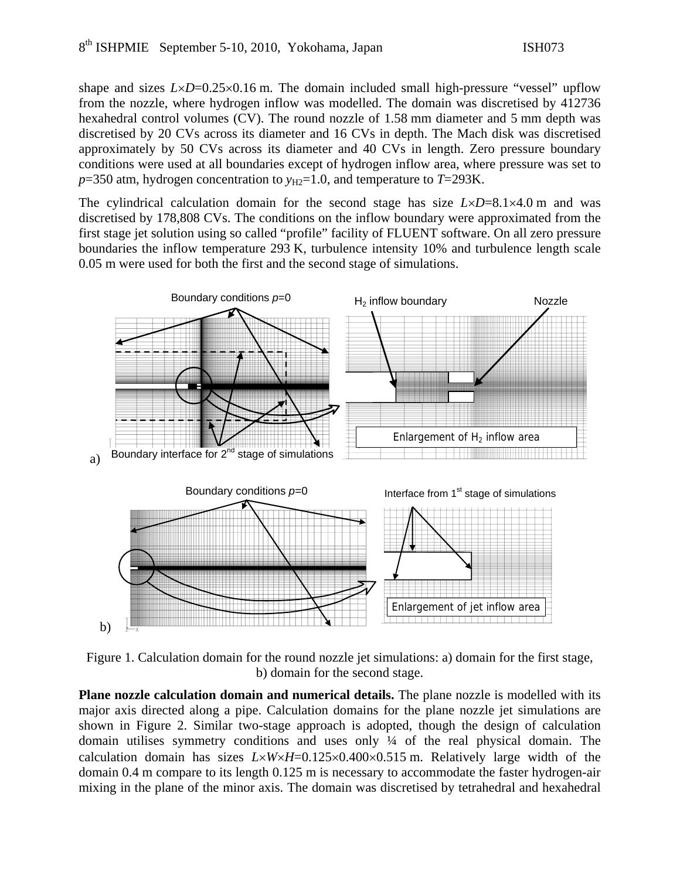shape and sizes $L \times D$=0.25×0.16 m. The domain included small high-pressure "vessel" upflow from the nozzle, where hydrogen inflow was modelled. The domain was discretised by 412736 hexahedral control volumes (CV). The round nozzle of 1.58 mm diameter and 5 mm depth was discretised by 20 CVs across its diameter and 16 CVs in depth. The Mach disk was discretised approximately by 50 CVs across its diameter and 40 CVs in length. Zero pressure boundary conditions were used at all boundaries except of hydrogen inflow area, where pressure was set to $p$=350 atm, hydrogen concentration to $y_{H2}$=1.0, and temperature to $T$=293K.

The cylindrical calculation domain for the second stage has size $L \times D$=8.1×4.0 m and was discretised by 178,808 CVs. The conditions on the inflow boundary were approximated from the first stage jet solution using so called "profile" facility of FLUENT software. On all zero pressure boundaries the inflow temperature 293 K, turbulence intensity 10% and turbulence length scale 0.05 m were used for both the first and the second stage of simulations.

Figure 1. Calculation domain for the round nozzle jet simulations: a) domain for the first stage, b) domain for the second stage.

**Plane nozzle calculation domain and numerical details.** The plane nozzle is modelled with its major axis directed along a pipe. Calculation domains for the plane nozzle jet simulations are shown in Figure 2. Similar two-stage approach is adopted, though the design of calculation domain utilises symmetry conditions and uses only ¼ of the real physical domain. The calculation domain has sizes $L \times W \times H$=0.125×0.400×0.515 m. Relatively large width of the domain 0.4 m compare to its length 0.125 m is necessary to accommodate the faster hydrogen-air mixing in the plane of the minor axis. The domain was discretised by tetrahedral and hexahedral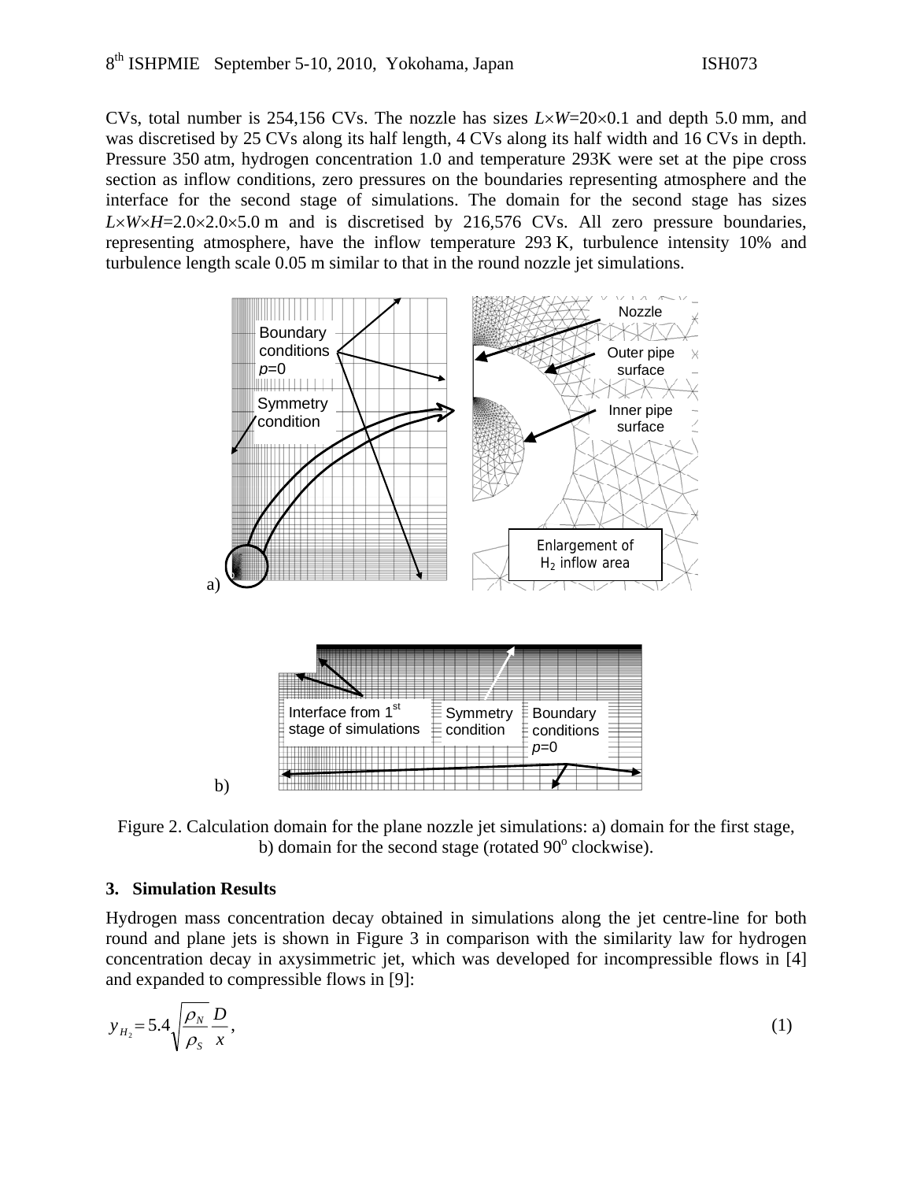CVs, total number is 254,156 CVs. The nozzle has sizes $L \times W = 20 \times 0.1$ and depth 5.0 mm, and was discretised by 25 CVs along its half length, 4 CVs along its half width and 16 CVs in depth. Pressure 350 atm, hydrogen concentration 1.0 and temperature 293K were set at the pipe cross section as inflow conditions, zero pressures on the boundaries representing atmosphere and the interface for the second stage of simulations. The domain for the second stage has sizes $L \times W \times H = 2.0 \times 2.0 \times 5.0$ m and is discretised by 216,576 CVs. All zero pressure boundaries, representing atmosphere, have the inflow temperature 293 K, turbulence intensity 10% and turbulence length scale 0.05 m similar to that in the round nozzle jet simulations.

Figure 2. Calculation domain for the plane nozzle jet simulations: a) domain for the first stage, b) domain for the second stage (rotated 90° clockwise).

## 3. Simulation Results

Hydrogen mass concentration decay obtained in simulations along the jet centre-line for both round and plane jets is shown in Figure 3 in comparison with the similarity law for hydrogen concentration decay in axysimmetric jet, which was developed for incompressible flows in [4] and expanded to compressible flows in [9]:

$$y_{H_2} = 5.4 \sqrt{\frac{\rho_N}{\rho_S}} \frac{D}{x}, \tag{1}$$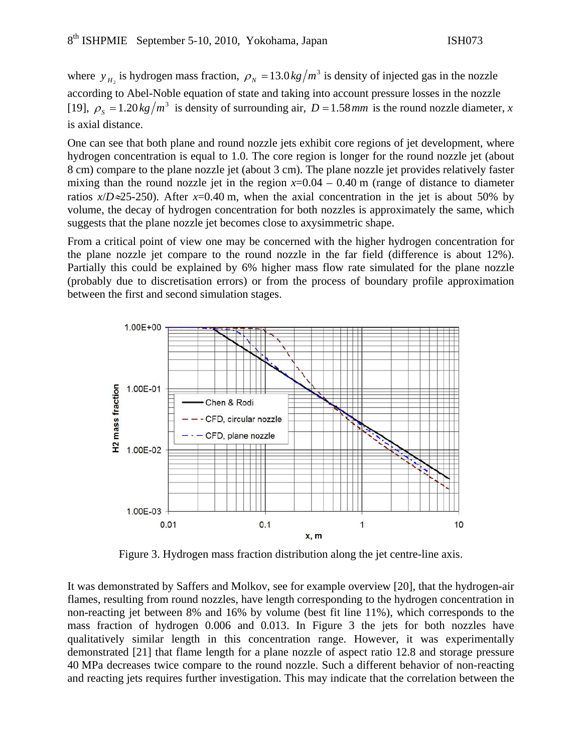where $y_{H_2}$ is hydrogen mass fraction, $\rho_N = 13.0\,kg/m^3$ is density of injected gas in the nozzle according to Abel-Noble equation of state and taking into account pressure losses in the nozzle [19], $\rho_S = 1.20\,kg/m^3$ is density of surrounding air, $D = 1.58\,mm$ is the round nozzle diameter, $x$ is axial distance.

One can see that both plane and round nozzle jets exhibit core regions of jet development, where hydrogen concentration is equal to 1.0. The core region is longer for the round nozzle jet (about 8 cm) compare to the plane nozzle jet (about 3 cm). The plane nozzle jet provides relatively faster mixing than the round nozzle jet in the region $x$=0.04 – 0.40 m (range of distance to diameter ratios $x/D\approx$25-250). After $x$=0.40 m, when the axial concentration in the jet is about 50% by volume, the decay of hydrogen concentration for both nozzles is approximately the same, which suggests that the plane nozzle jet becomes close to axysimmetric shape.

From a critical point of view one may be concerned with the higher hydrogen concentration for the plane nozzle jet compare to the round nozzle in the far field (difference is about 12%). Partially this could be explained by 6% higher mass flow rate simulated for the plane nozzle (probably due to discretisation errors) or from the process of boundary profile approximation between the first and second simulation stages.

Figure 3. Hydrogen mass fraction distribution along the jet centre-line axis.

It was demonstrated by Saffers and Molkov, see for example overview [20], that the hydrogen-air flames, resulting from round nozzles, have length corresponding to the hydrogen concentration in non-reacting jet between 8% and 16% by volume (best fit line 11%), which corresponds to the mass fraction of hydrogen 0.006 and 0.013. In Figure 3 the jets for both nozzles have qualitatively similar length in this concentration range. However, it was experimentally demonstrated [21] that flame length for a plane nozzle of aspect ratio 12.8 and storage pressure 40 MPa decreases twice compare to the round nozzle. Such a different behavior of non-reacting and reacting jets requires further investigation. This may indicate that the correlation between the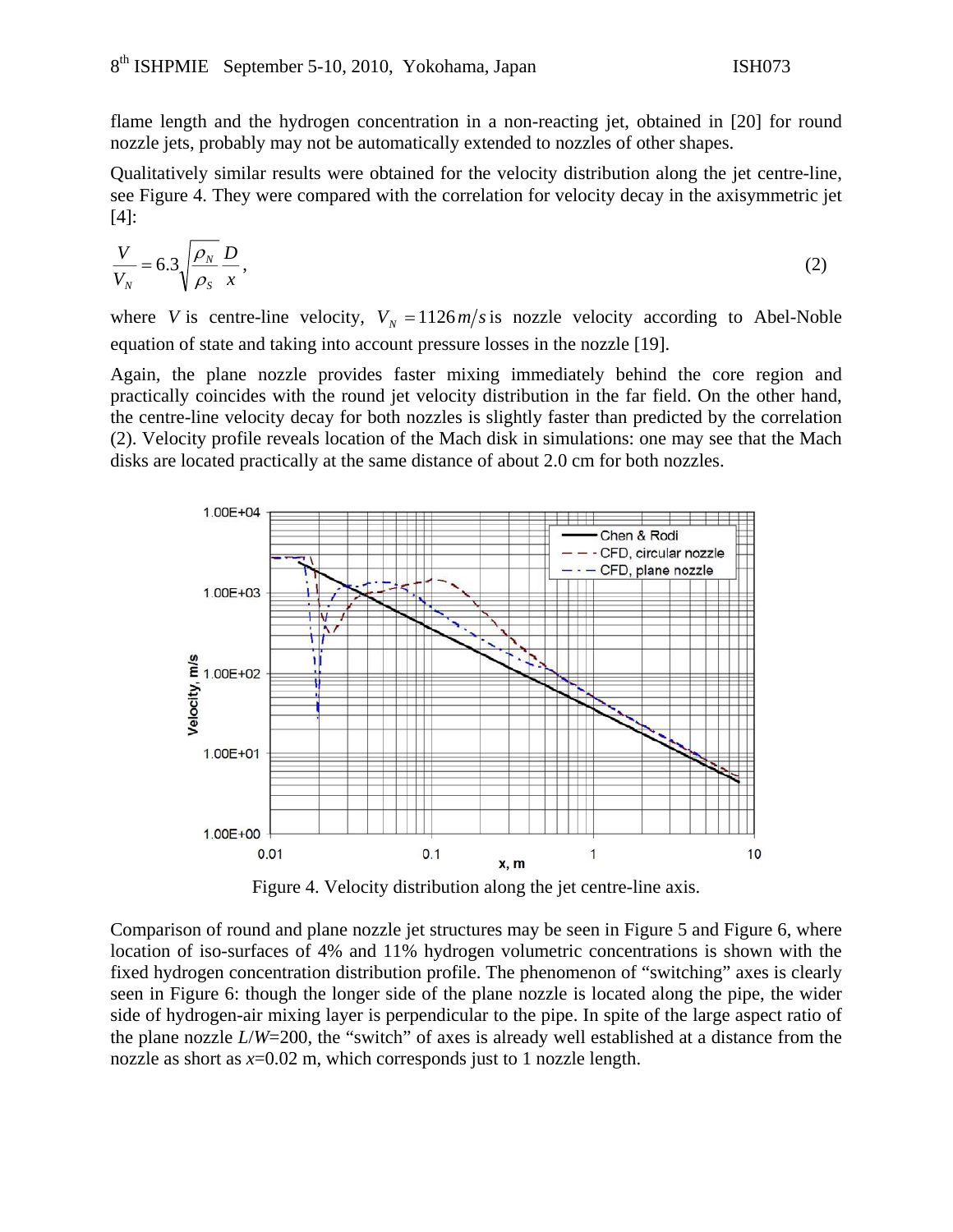flame length and the hydrogen concentration in a non-reacting jet, obtained in [20] for round nozzle jets, probably may not be automatically extended to nozzles of other shapes.

Qualitatively similar results were obtained for the velocity distribution along the jet centre-line, see Figure 4. They were compared with the correlation for velocity decay in the axisymmetric jet [4]:

$$\frac{V}{V_N} = 6.3\sqrt{\frac{\rho_N}{\rho_S}}\frac{D}{x}, \tag{2}$$

where $V$ is centre-line velocity, $V_N = 1126\, m/s$ is nozzle velocity according to Abel-Noble equation of state and taking into account pressure losses in the nozzle [19].

Again, the plane nozzle provides faster mixing immediately behind the core region and practically coincides with the round jet velocity distribution in the far field. On the other hand, the centre-line velocity decay for both nozzles is slightly faster than predicted by the correlation (2). Velocity profile reveals location of the Mach disk in simulations: one may see that the Mach disks are located practically at the same distance of about 2.0 cm for both nozzles.

Figure 4. Velocity distribution along the jet centre-line axis.

Comparison of round and plane nozzle jet structures may be seen in Figure 5 and Figure 6, where location of iso-surfaces of 4% and 11% hydrogen volumetric concentrations is shown with the fixed hydrogen concentration distribution profile. The phenomenon of "switching" axes is clearly seen in Figure 6: though the longer side of the plane nozzle is located along the pipe, the wider side of hydrogen-air mixing layer is perpendicular to the pipe. In spite of the large aspect ratio of the plane nozzle $L/W$=200, the "switch" of axes is already well established at a distance from the nozzle as short as $x$=0.02 m, which corresponds just to 1 nozzle length.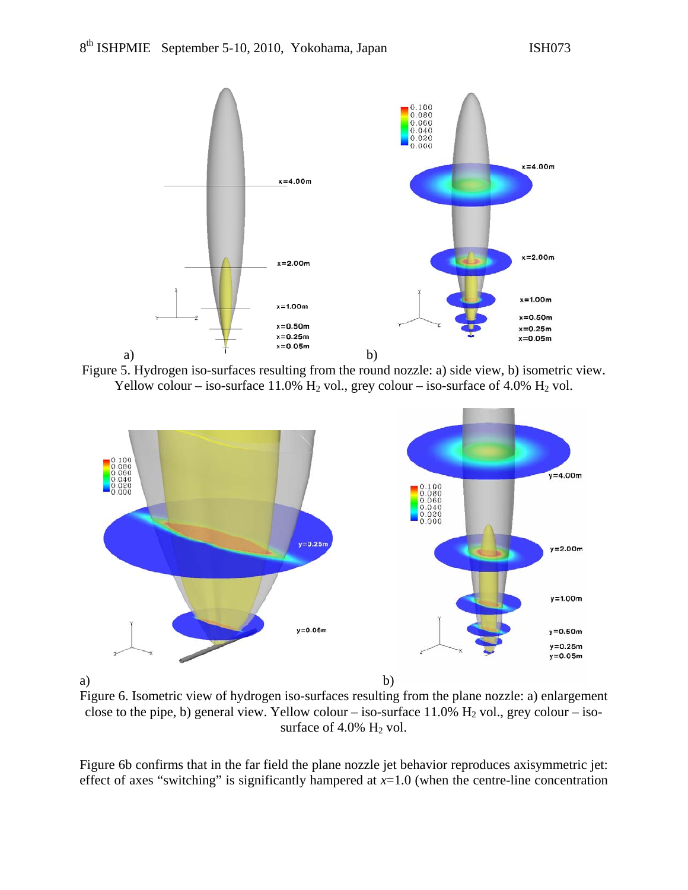Figure 5. Hydrogen iso-surfaces resulting from the round nozzle: a) side view, b) isometric view. Yellow colour – iso-surface 11.0% $H_2$ vol., grey colour – iso-surface of 4.0% $H_2$ vol.

Figure 6. Isometric view of hydrogen iso-surfaces resulting from the plane nozzle: a) enlargement close to the pipe, b) general view. Yellow colour – iso-surface 11.0% $H_2$ vol., grey colour – iso-surface of 4.0% $H_2$ vol.

Figure 6b confirms that in the far field the plane nozzle jet behavior reproduces axisymmetric jet: effect of axes "switching" is significantly hampered at $x$=1.0 (when the centre-line concentration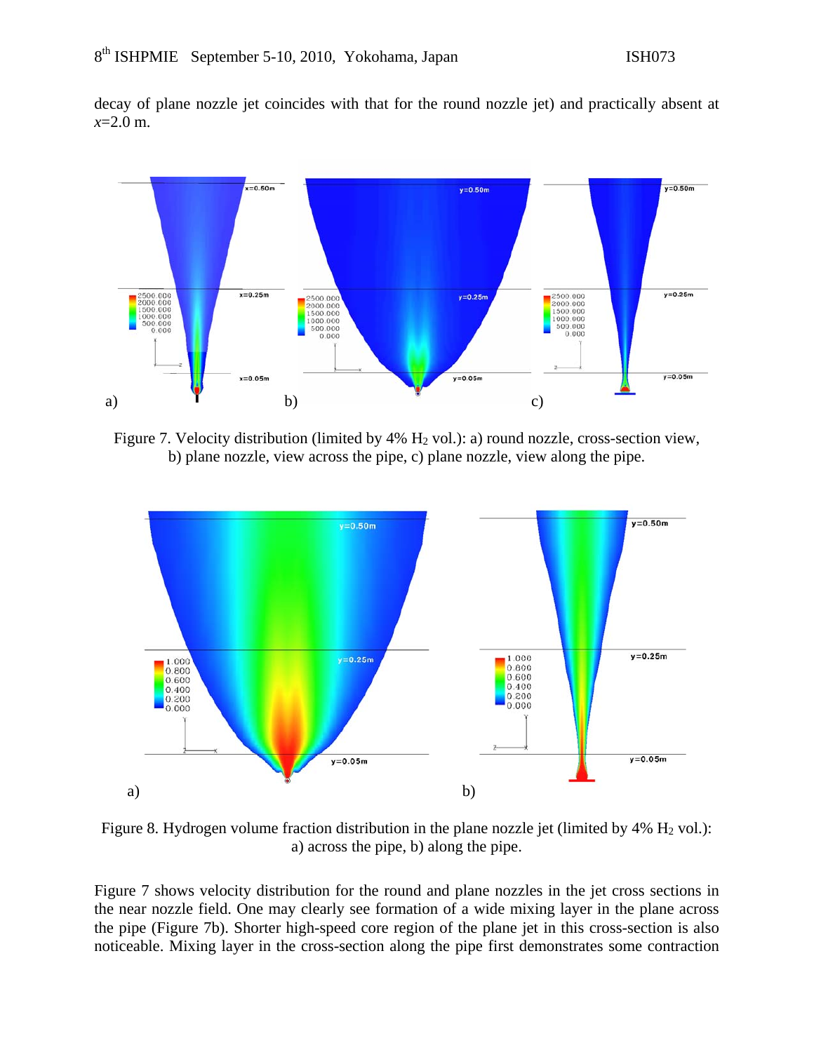decay of plane nozzle jet coincides with that for the round nozzle jet) and practically absent at *x*=2.0 m.

Figure 7. Velocity distribution (limited by 4% $H_2$ vol.): a) round nozzle, cross-section view, b) plane nozzle, view across the pipe, c) plane nozzle, view along the pipe.

Figure 8. Hydrogen volume fraction distribution in the plane nozzle jet (limited by 4% $H_2$ vol.): a) across the pipe, b) along the pipe.

Figure 7 shows velocity distribution for the round and plane nozzles in the jet cross sections in the near nozzle field. One may clearly see formation of a wide mixing layer in the plane across the pipe (Figure 7b). Shorter high-speed core region of the plane jet in this cross-section is also noticeable. Mixing layer in the cross-section along the pipe first demonstrates some contraction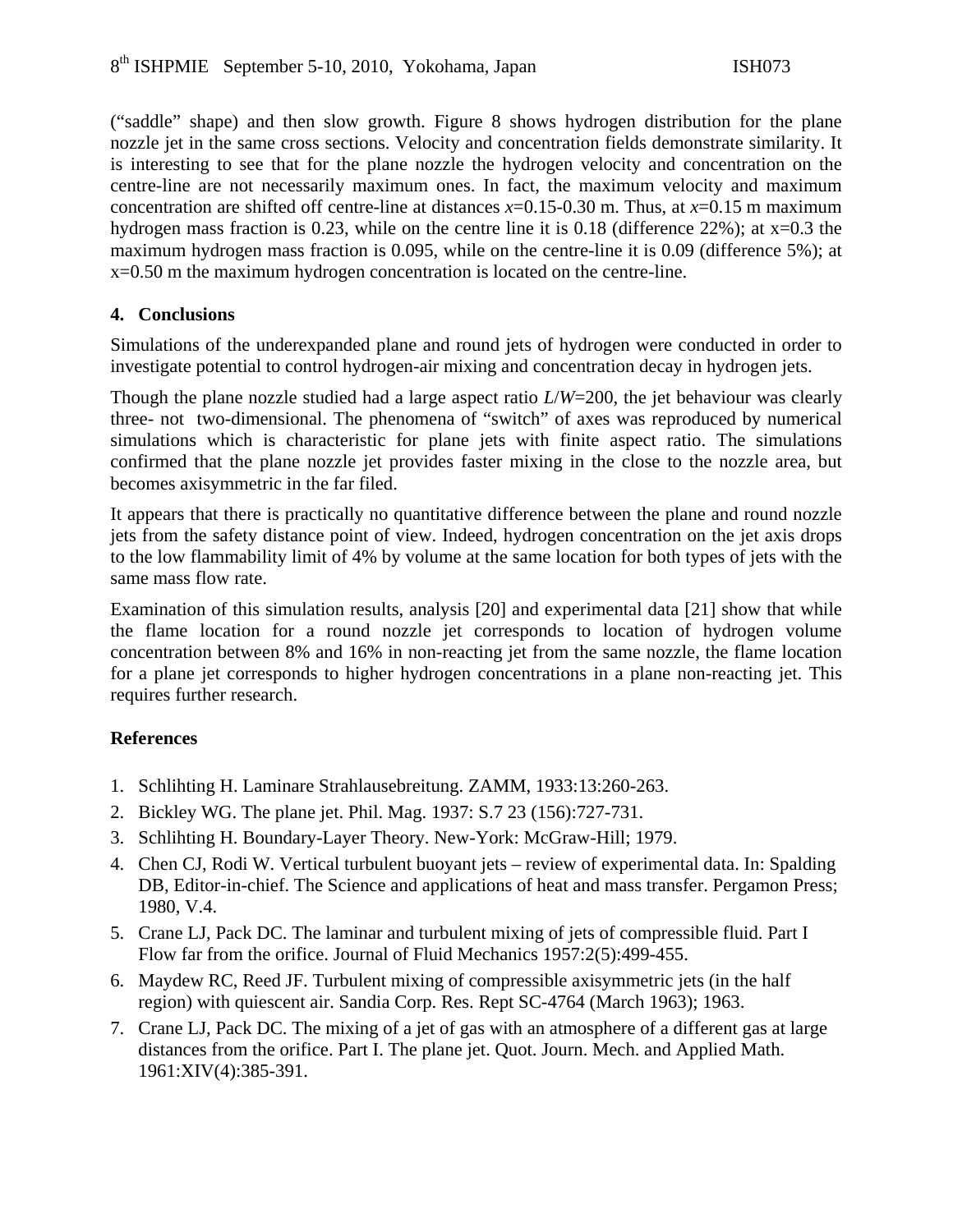("saddle" shape) and then slow growth. Figure 8 shows hydrogen distribution for the plane nozzle jet in the same cross sections. Velocity and concentration fields demonstrate similarity. It is interesting to see that for the plane nozzle the hydrogen velocity and concentration on the centre-line are not necessarily maximum ones. In fact, the maximum velocity and maximum concentration are shifted off centre-line at distances $x$=0.15-0.30 m. Thus, at $x$=0.15 m maximum hydrogen mass fraction is 0.23, while on the centre line it is 0.18 (difference 22%); at x=0.3 the maximum hydrogen mass fraction is 0.095, while on the centre-line it is 0.09 (difference 5%); at x=0.50 m the maximum hydrogen concentration is located on the centre-line.

## 4. Conclusions

Simulations of the underexpanded plane and round jets of hydrogen were conducted in order to investigate potential to control hydrogen-air mixing and concentration decay in hydrogen jets.

Though the plane nozzle studied had a large aspect ratio $L/W$=200, the jet behaviour was clearly three- not two-dimensional. The phenomena of "switch" of axes was reproduced by numerical simulations which is characteristic for plane jets with finite aspect ratio. The simulations confirmed that the plane nozzle jet provides faster mixing in the close to the nozzle area, but becomes axisymmetric in the far filed.

It appears that there is practically no quantitative difference between the plane and round nozzle jets from the safety distance point of view. Indeed, hydrogen concentration on the jet axis drops to the low flammability limit of 4% by volume at the same location for both types of jets with the same mass flow rate.

Examination of this simulation results, analysis [20] and experimental data [21] show that while the flame location for a round nozzle jet corresponds to location of hydrogen volume concentration between 8% and 16% in non-reacting jet from the same nozzle, the flame location for a plane jet corresponds to higher hydrogen concentrations in a plane non-reacting jet. This requires further research.

## References

1. Schlihting H. Laminare Strahlausebreitung. ZAMM, 1933:13:260-263.
2. Bickley WG. The plane jet. Phil. Mag. 1937: S.7 23 (156):727-731.
3. Schlihting H. Boundary-Layer Theory. New-York: McGraw-Hill; 1979.
4. Chen CJ, Rodi W. Vertical turbulent buoyant jets – review of experimental data. In: Spalding DB, Editor-in-chief. The Science and applications of heat and mass transfer. Pergamon Press; 1980, V.4.
5. Crane LJ, Pack DC. The laminar and turbulent mixing of jets of compressible fluid. Part I Flow far from the orifice. Journal of Fluid Mechanics 1957:2(5):499-455.
6. Maydew RC, Reed JF. Turbulent mixing of compressible axisymmetric jets (in the half region) with quiescent air. Sandia Corp. Res. Rept SC-4764 (March 1963); 1963.
7. Crane LJ, Pack DC. The mixing of a jet of gas with an atmosphere of a different gas at large distances from the orifice. Part I. The plane jet. Quot. Journ. Mech. and Applied Math. 1961:XIV(4):385-391.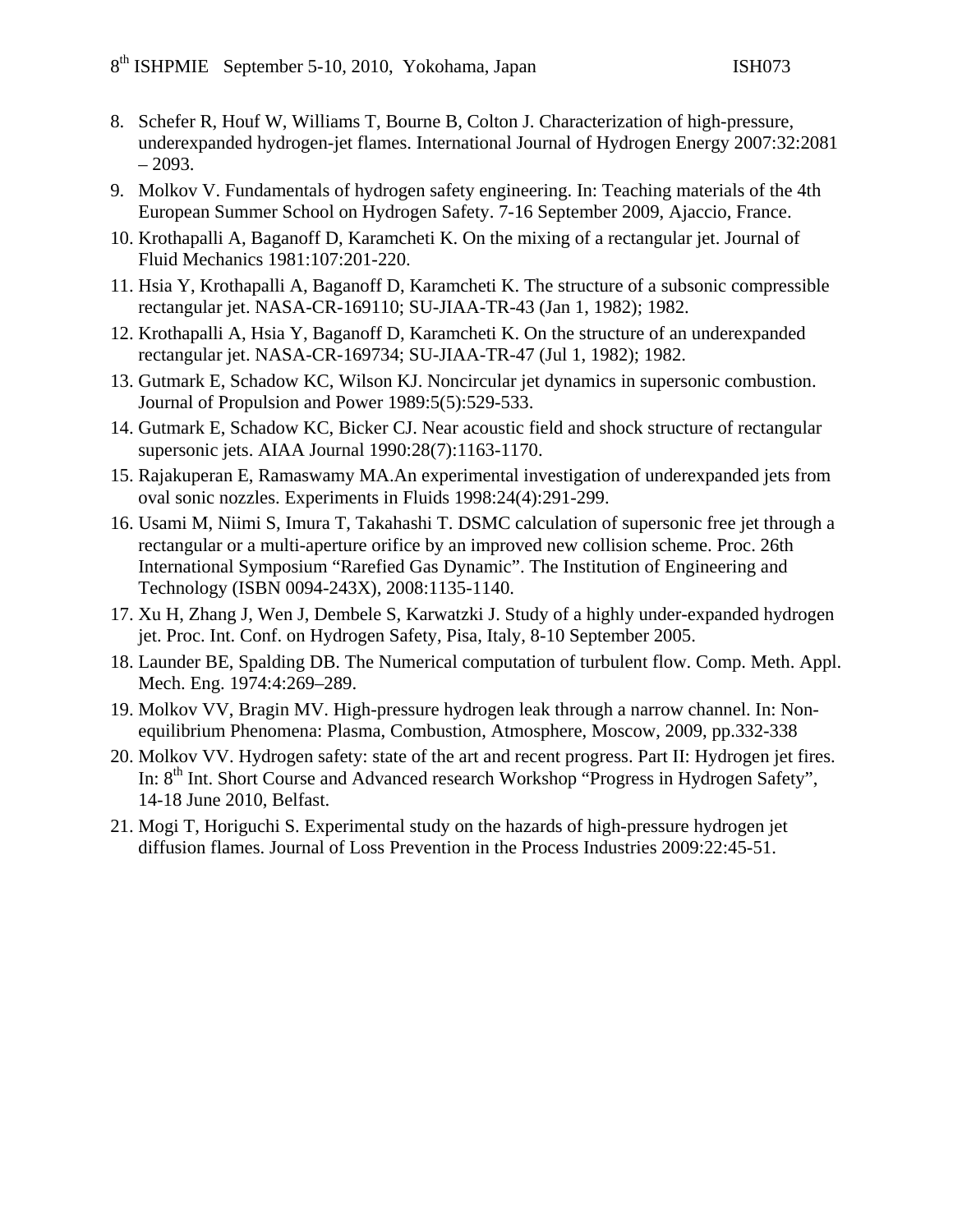8. Schefer R, Houf W, Williams T, Bourne B, Colton J. Characterization of high-pressure, underexpanded hydrogen-jet flames. International Journal of Hydrogen Energy 2007:32:2081 – 2093.
9. Molkov V. Fundamentals of hydrogen safety engineering. In: Teaching materials of the 4th European Summer School on Hydrogen Safety. 7-16 September 2009, Ajaccio, France.
10. Krothapalli A, Baganoff D, Karamcheti K. On the mixing of a rectangular jet. Journal of Fluid Mechanics 1981:107:201-220.
11. Hsia Y, Krothapalli A, Baganoff D, Karamcheti K. The structure of a subsonic compressible rectangular jet. NASA-CR-169110; SU-JIAA-TR-43 (Jan 1, 1982); 1982.
12. Krothapalli A, Hsia Y, Baganoff D, Karamcheti K. On the structure of an underexpanded rectangular jet. NASA-CR-169734; SU-JIAA-TR-47 (Jul 1, 1982); 1982.
13. Gutmark E, Schadow KC, Wilson KJ. Noncircular jet dynamics in supersonic combustion. Journal of Propulsion and Power 1989:5(5):529-533.
14. Gutmark E, Schadow KC, Bicker CJ. Near acoustic field and shock structure of rectangular supersonic jets. AIAA Journal 1990:28(7):1163-1170.
15. Rajakuperan E, Ramaswamy MA.An experimental investigation of underexpanded jets from oval sonic nozzles. Experiments in Fluids 1998:24(4):291-299.
16. Usami M, Niimi S, Imura T, Takahashi T. DSMC calculation of supersonic free jet through a rectangular or a multi-aperture orifice by an improved new collision scheme. Proc. 26th International Symposium "Rarefied Gas Dynamic". The Institution of Engineering and Technology (ISBN 0094-243X), 2008:1135-1140.
17. Xu H, Zhang J, Wen J, Dembele S, Karwatzki J. Study of a highly under-expanded hydrogen jet. Proc. Int. Conf. on Hydrogen Safety, Pisa, Italy, 8-10 September 2005.
18. Launder BE, Spalding DB. The Numerical computation of turbulent flow. Comp. Meth. Appl. Mech. Eng. 1974:4:269–289.
19. Molkov VV, Bragin MV. High-pressure hydrogen leak through a narrow channel. In: Non-equilibrium Phenomena: Plasma, Combustion, Atmosphere, Moscow, 2009, pp.332-338
20. Molkov VV. Hydrogen safety: state of the art and recent progress. Part II: Hydrogen jet fires. In: 8th Int. Short Course and Advanced research Workshop "Progress in Hydrogen Safety", 14-18 June 2010, Belfast.
21. Mogi T, Horiguchi S. Experimental study on the hazards of high-pressure hydrogen jet diffusion flames. Journal of Loss Prevention in the Process Industries 2009:22:45-51.